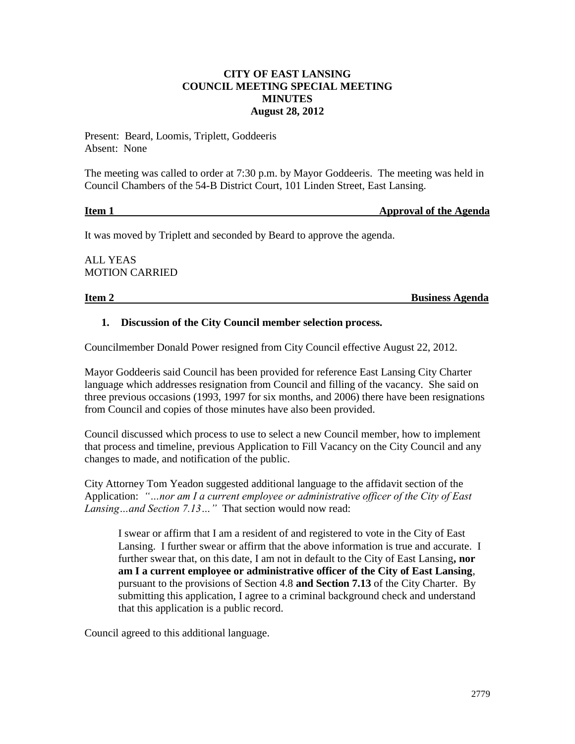**CITY OF EAST LANSING**
**COUNCIL MEETING SPECIAL MEETING**
**MINUTES**
**August 28, 2012**

Present: Beard, Loomis, Triplett, Goddeeris
Absent: None

The meeting was called to order at 7:30 p.m. by Mayor Goddeeris. The meeting was held in Council Chambers of the 54-B District Court, 101 Linden Street, East Lansing.

**Item 1 — Approval of the Agenda**

It was moved by Triplett and seconded by Beard to approve the agenda.

ALL YEAS
MOTION CARRIED

**Item 2 — Business Agenda**

1. **Discussion of the City Council member selection process.**

Councilmember Donald Power resigned from City Council effective August 22, 2012.

Mayor Goddeeris said Council has been provided for reference East Lansing City Charter language which addresses resignation from Council and filling of the vacancy. She said on three previous occasions (1993, 1997 for six months, and 2006) there have been resignations from Council and copies of those minutes have also been provided.

Council discussed which process to use to select a new Council member, how to implement that process and timeline, previous Application to Fill Vacancy on the City Council and any changes to made, and notification of the public.

City Attorney Tom Yeadon suggested additional language to the affidavit section of the Application: *"…nor am I a current employee or administrative officer of the City of East Lansing…and Section 7.13…"* That section would now read:

> I swear or affirm that I am a resident of and registered to vote in the City of East Lansing. I further swear or affirm that the above information is true and accurate. I further swear that, on this date, I am not in default to the City of East Lansing**, nor am I a current employee or administrative officer of the City of East Lansing**, pursuant to the provisions of Section 4.8 **and Section 7.13** of the City Charter. By submitting this application, I agree to a criminal background check and understand that this application is a public record.

Council agreed to this additional language.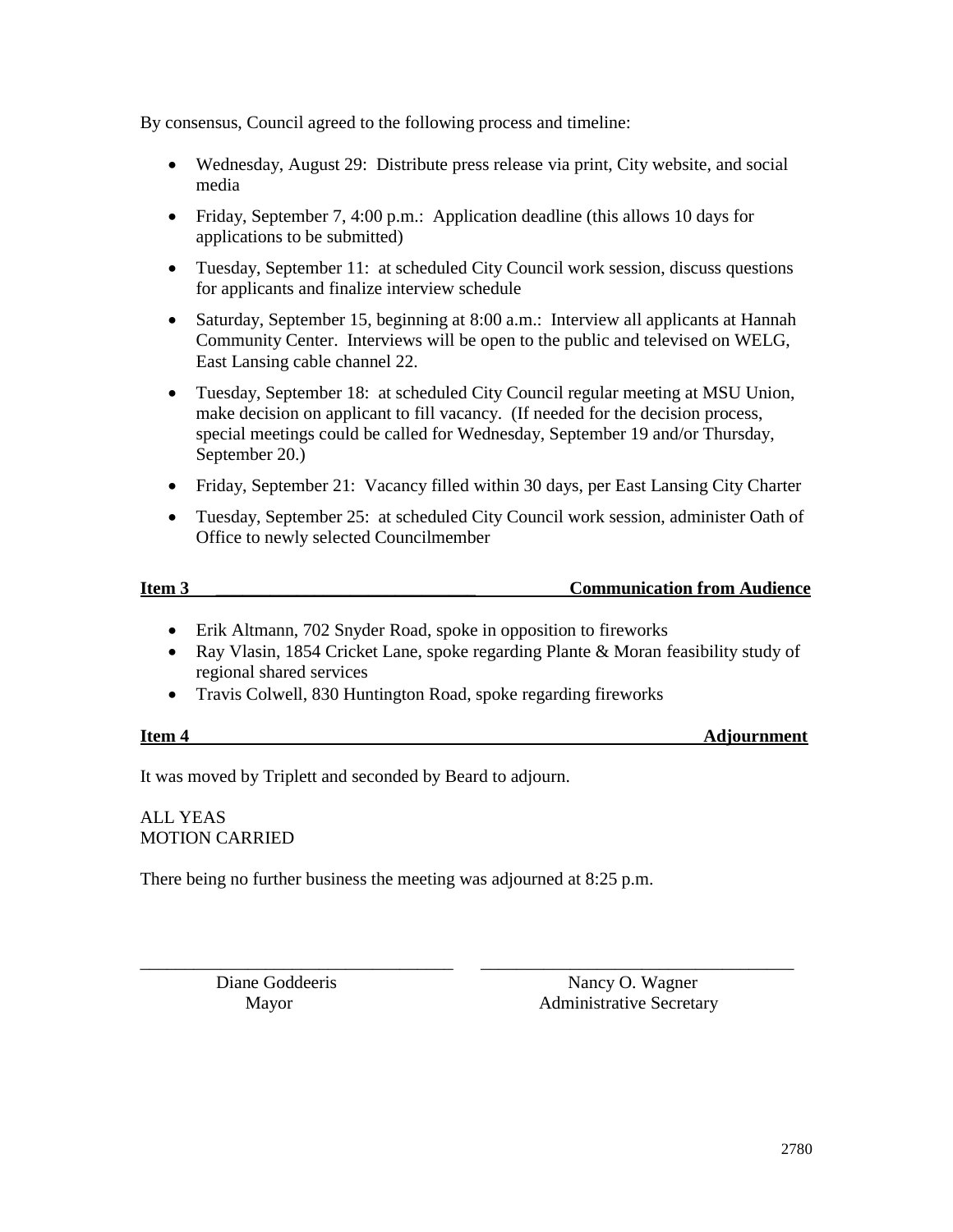By consensus, Council agreed to the following process and timeline:

- Wednesday, August 29: Distribute press release via print, City website, and social media
- Friday, September 7, 4:00 p.m.: Application deadline (this allows 10 days for applications to be submitted)
- Tuesday, September 11: at scheduled City Council work session, discuss questions for applicants and finalize interview schedule
- Saturday, September 15, beginning at 8:00 a.m.: Interview all applicants at Hannah Community Center. Interviews will be open to the public and televised on WELG, East Lansing cable channel 22.
- Tuesday, September 18: at scheduled City Council regular meeting at MSU Union, make decision on applicant to fill vacancy. (If needed for the decision process, special meetings could be called for Wednesday, September 19 and/or Thursday, September 20.)
- Friday, September 21: Vacancy filled within 30 days, per East Lansing City Charter
- Tuesday, September 25: at scheduled City Council work session, administer Oath of Office to newly selected Councilmember

**Item 3 — Communication from Audience**

- Erik Altmann, 702 Snyder Road, spoke in opposition to fireworks
- Ray Vlasin, 1854 Cricket Lane, spoke regarding Plante & Moran feasibility study of regional shared services
- Travis Colwell, 830 Huntington Road, spoke regarding fireworks

**Item 4 — Adjournment**

It was moved by Triplett and seconded by Beard to adjourn.

ALL YEAS
MOTION CARRIED

There being no further business the meeting was adjourned at 8:25 p.m.

___________________________________ ___________________________________

Diane Goddeeris
Mayor

Nancy O. Wagner
Administrative Secretary